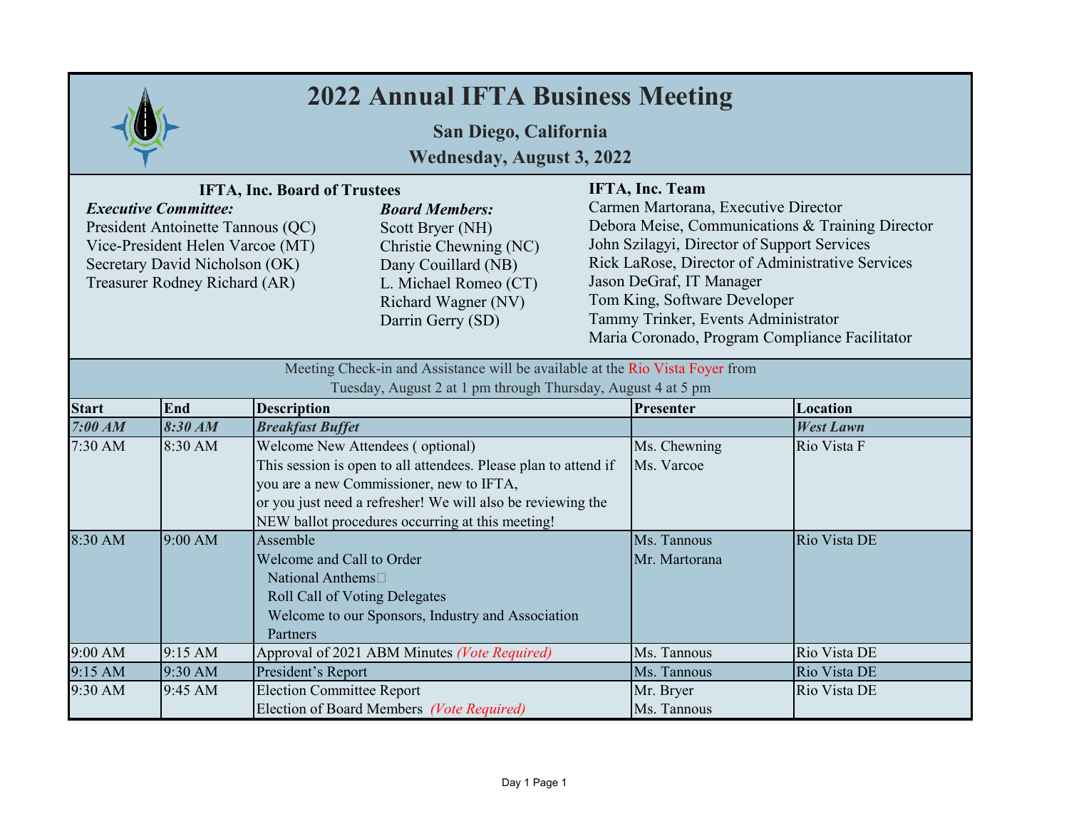# 2022 Annual IFTA Business Meeting

## San Diego, California

## Wednesday, August 3, 2022

### IFTA, Inc. Board of Trustees

***Executive Committee:***

President Antoinette Tannous (QC)
Vice-President Helen Varcoe (MT)
Secretary David Nicholson (OK)
Treasurer Rodney Richard (AR)

***Board Members:***

Scott Bryer (NH)
Christie Chewning (NC)
Dany Couillard (NB)
L. Michael Romeo (CT)
Richard Wagner (NV)
Darrin Gerry (SD)

### IFTA, Inc. Team

Carmen Martorana, Executive Director
Debora Meise, Communications & Training Director
John Szilagyi, Director of Support Services
Rick LaRose, Director of Administrative Services
Jason DeGraf, IT Manager
Tom King, Software Developer
Tammy Trinker, Events Administrator
Maria Coronado, Program Compliance Facilitator

Meeting Check-in and Assistance will be available at the Rio Vista Foyer from Tuesday, August 2 at 1 pm through Thursday, August 4 at 5 pm

| Start | End | Description | Presenter | Location |
|---|---|---|---|---|
| ***7:00 AM*** | ***8:30 AM*** | ***Breakfast Buffet*** | | ***West Lawn*** |
| 7:30 AM | 8:30 AM | Welcome New Attendees ( optional)<br>This session is open to all attendees. Please plan to attend if you are a new Commissioner, new to IFTA,<br>or you just need a refresher! We will also be reviewing the NEW ballot procedures occurring at this meeting! | Ms. Chewning<br>Ms. Varcoe | Rio Vista F |
| 8:30 AM | 9:00 AM | Assemble<br>Welcome and Call to Order<br>National Anthems<br>Roll Call of Voting Delegates<br>Welcome to our Sponsors, Industry and Association Partners | Ms. Tannous<br>Mr. Martorana | Rio Vista DE |
| 9:00 AM | 9:15 AM | Approval of 2021 ABM Minutes *(Vote Required)* | Ms. Tannous | Rio Vista DE |
| 9:15 AM | 9:30 AM | President's Report | Ms. Tannous | Rio Vista DE |
| 9:30 AM | 9:45 AM | Election Committee Report<br>Election of Board Members *(Vote Required)* | Mr. Bryer<br>Ms. Tannous | Rio Vista DE |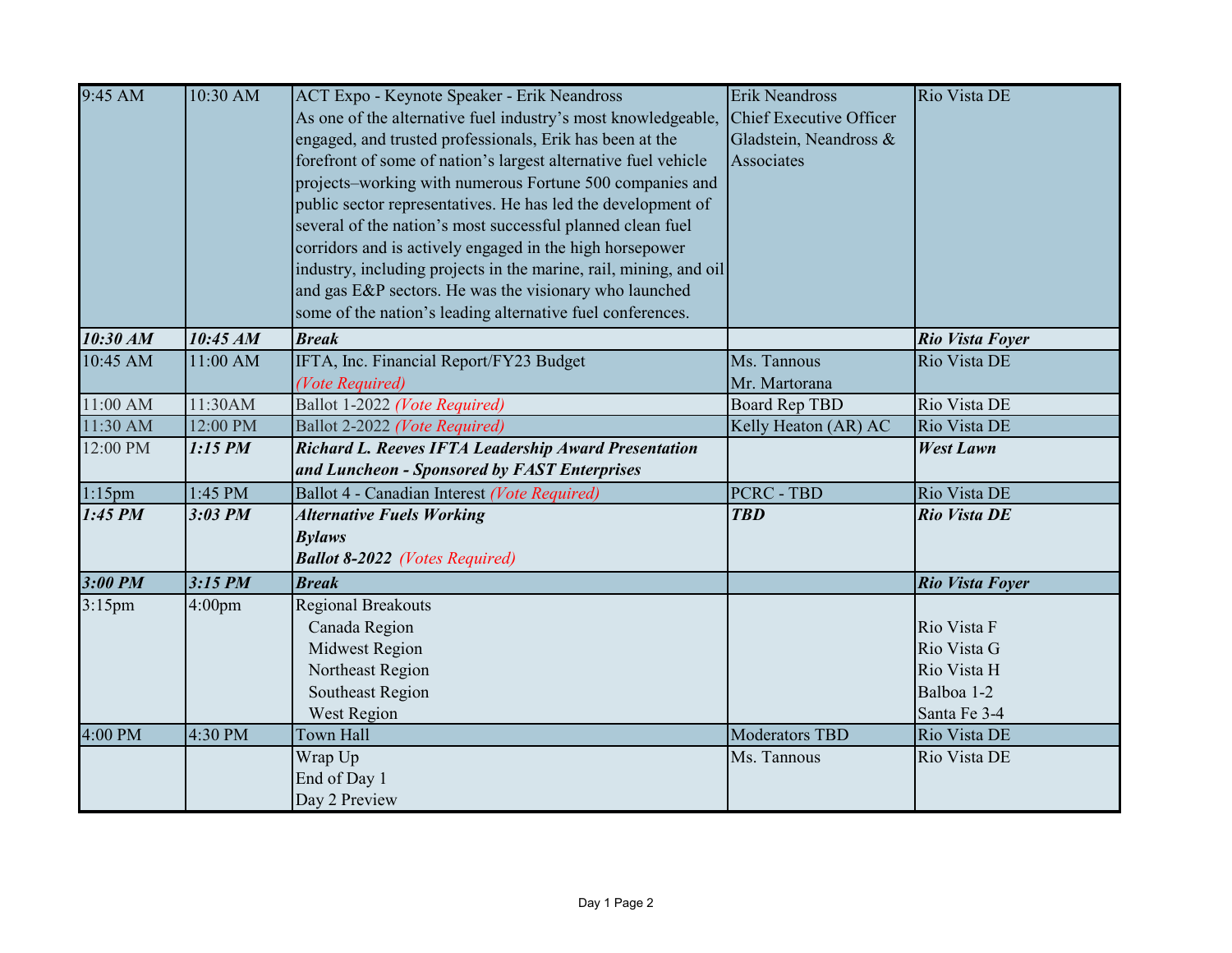| | | | | |
|---|---|---|---|---|
| 9:45 AM | 10:30 AM | ACT Expo - Keynote Speaker - Erik Neandross<br>As one of the alternative fuel industry's most knowledgeable, engaged, and trusted professionals, Erik has been at the forefront of some of nation's largest alternative fuel vehicle projects–working with numerous Fortune 500 companies and public sector representatives. He has led the development of several of the nation's most successful planned clean fuel corridors and is actively engaged in the high horsepower industry, including projects in the marine, rail, mining, and oil and gas E&P sectors. He was the visionary who launched some of the nation's leading alternative fuel conferences. | Erik Neandross<br>Chief Executive Officer<br>Gladstein, Neandross & Associates | Rio Vista DE |
| ***10:30 AM*** | ***10:45 AM*** | ***Break*** | | ***Rio Vista Foyer*** |
| 10:45 AM | 11:00 AM | IFTA, Inc. Financial Report/FY23 Budget<br>*(Vote Required)* | Ms. Tannous<br>Mr. Martorana | Rio Vista DE |
| 11:00 AM | 11:30AM | Ballot 1-2022 *(Vote Required)* | Board Rep TBD | Rio Vista DE |
| 11:30 AM | 12:00 PM | Ballot 2-2022 *(Vote Required)* | Kelly Heaton (AR) AC | Rio Vista DE |
| 12:00 PM | ***1:15 PM*** | ***Richard L. Reeves IFTA Leadership Award Presentation and Luncheon - Sponsored by FAST Enterprises*** | | ***West Lawn*** |
| 1:15pm | 1:45 PM | Ballot 4 - Canadian Interest *(Vote Required)* | PCRC - TBD | Rio Vista DE |
| ***1:45 PM*** | ***3:03 PM*** | ***Alternative Fuels Working***<br>***Bylaws***<br>***Ballot 8-2022*** *(Votes Required)* | ***TBD*** | ***Rio Vista DE*** |
| ***3:00 PM*** | ***3:15 PM*** | ***Break*** | | ***Rio Vista Foyer*** |
| 3:15pm | 4:00pm | Regional Breakouts<br>Canada Region<br>Midwest Region<br>Northeast Region<br>Southeast Region<br>West Region | | <br>Rio Vista F<br>Rio Vista G<br>Rio Vista H<br>Balboa 1-2<br>Santa Fe 3-4 |
| 4:00 PM | 4:30 PM | Town Hall | Moderators TBD | Rio Vista DE |
| | | Wrap Up<br>End of Day 1<br>Day 2 Preview | Ms. Tannous | Rio Vista DE |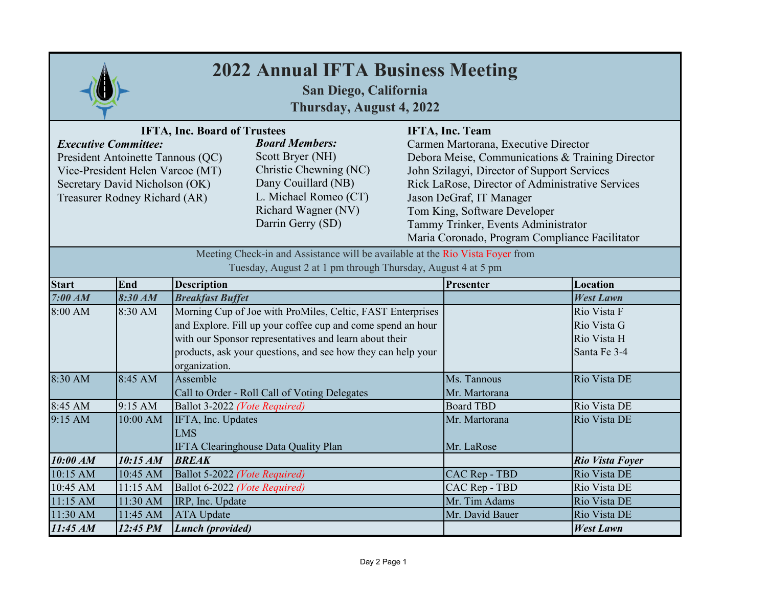# 2022 Annual IFTA Business Meeting

## San Diego, California

## Thursday, August 4, 2022

**IFTA, Inc. Board of Trustees**

***Executive Committee:***

President Antoinette Tannous (QC)
Vice-President Helen Varcoe (MT)
Secretary David Nicholson (OK)
Treasurer Rodney Richard (AR)

***Board Members:***

Scott Bryer (NH)
Christie Chewning (NC)
Dany Couillard (NB)
L. Michael Romeo (CT)
Richard Wagner (NV)
Darrin Gerry (SD)

**IFTA, Inc. Team**

Carmen Martorana, Executive Director
Debora Meise, Communications & Training Director
John Szilagyi, Director of Support Services
Rick LaRose, Director of Administrative Services
Jason DeGraf, IT Manager
Tom King, Software Developer
Tammy Trinker, Events Administrator
Maria Coronado, Program Compliance Facilitator

Meeting Check-in and Assistance will be available at the Rio Vista Foyer from Tuesday, August 2 at 1 pm through Thursday, August 4 at 5 pm

| Start | End | Description | Presenter | Location |
|---|---|---|---|---|
| ***7:00 AM*** | ***8:30 AM*** | ***Breakfast Buffet*** | | ***West Lawn*** |
| 8:00 AM | 8:30 AM | Morning Cup of Joe with ProMiles, Celtic, FAST Enterprises and Explore. Fill up your coffee cup and come spend an hour with our Sponsor representatives and learn about their products, ask your questions, and see how they can help your organization. | | Rio Vista F<br>Rio Vista G<br>Rio Vista H<br>Santa Fe 3-4 |
| 8:30 AM | 8:45 AM | Assemble<br>Call to Order - Roll Call of Voting Delegates | Ms. Tannous<br>Mr. Martorana | Rio Vista DE |
| 8:45 AM | 9:15 AM | Ballot 3-2022 *(Vote Required)* | Board TBD | Rio Vista DE |
| 9:15 AM | 10:00 AM | IFTA, Inc. Updates<br>LMS<br>IFTA Clearinghouse Data Quality Plan | Mr. Martorana<br><br>Mr. LaRose | Rio Vista DE |
| ***10:00 AM*** | ***10:15 AM*** | ***BREAK*** | | ***Rio Vista Foyer*** |
| 10:15 AM | 10:45 AM | Ballot 5-2022 *(Vote Required)* | CAC Rep - TBD | Rio Vista DE |
| 10:45 AM | 11:15 AM | Ballot 6-2022 *(Vote Required)* | CAC Rep - TBD | Rio Vista DE |
| 11:15 AM | 11:30 AM | IRP, Inc. Update | Mr. Tim Adams | Rio Vista DE |
| 11:30 AM | 11:45 AM | ATA Update | Mr. David Bauer | Rio Vista DE |
| ***11:45 AM*** | ***12:45 PM*** | ***Lunch (provided)*** | | ***West Lawn*** |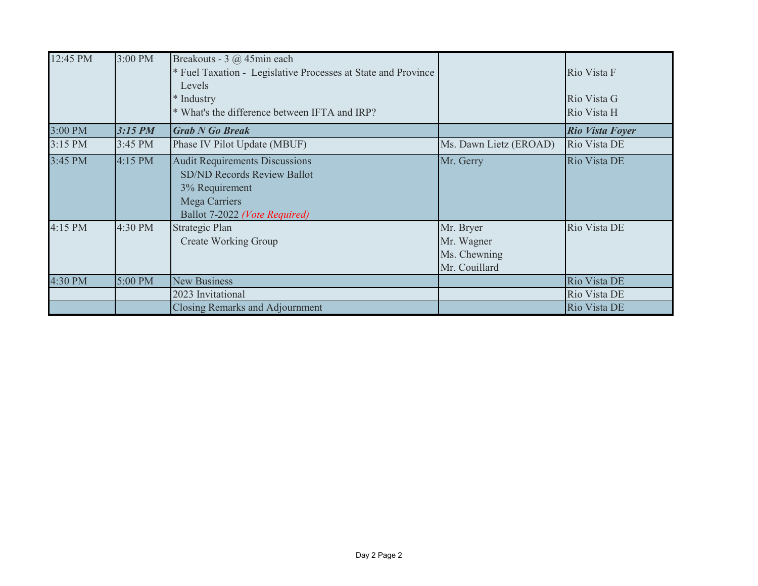| | | | | |
|---|---|---|---|---|
| 12:45 PM | 3:00 PM | Breakouts - 3 @ 45min each<br>* Fuel Taxation - Legislative Processes at State and Province Levels<br>* Industry<br>* What's the difference between IFTA and IRP? | | <br>Rio Vista F<br><br>Rio Vista G<br>Rio Vista H |
| 3:00 PM | ***3:15 PM*** | ***Grab N Go Break*** | | ***Rio Vista Foyer*** |
| 3:15 PM | 3:45 PM | Phase IV Pilot Update (MBUF) | Ms. Dawn Lietz (EROAD) | Rio Vista DE |
| 3:45 PM | 4:15 PM | Audit Requirements Discussions<br>SD/ND Records Review Ballot<br>3% Requirement<br>Mega Carriers<br>Ballot 7-2022 *(Vote Required)* | Mr. Gerry | Rio Vista DE |
| 4:15 PM | 4:30 PM | Strategic Plan<br>Create Working Group | Mr. Bryer<br>Mr. Wagner<br>Ms. Chewning<br>Mr. Couillard | Rio Vista DE |
| 4:30 PM | 5:00 PM | New Business | | Rio Vista DE |
| | | 2023 Invitational | | Rio Vista DE |
| | | Closing Remarks and Adjournment | | Rio Vista DE |

Day 2 Page 2